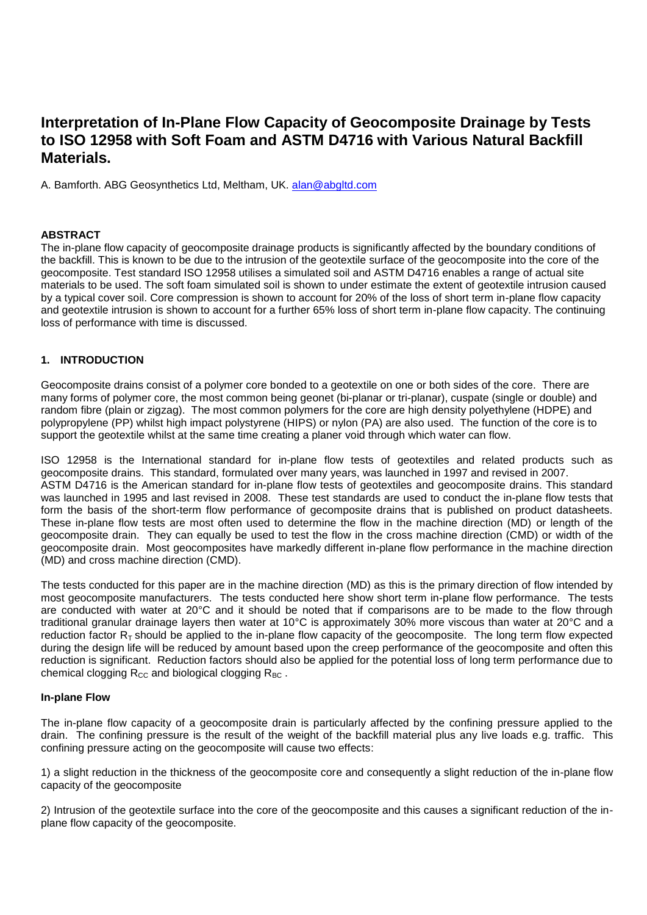# Interpretation of In-Plane Flow Capacity of Geocomposite Drainage by Tests to ISO 12958 with Soft Foam and ASTM D4716 with Various Natural Backfill Materials.

A. Bamforth. ABG Geosynthetics Ltd, Meltham, UK. alan@abgltd.com

## ABSTRACT

The in-plane flow capacity of geocomposite drainage products is significantly affected by the boundary conditions of the backfill. This is known to be due to the intrusion of the geotextile surface of the geocomposite into the core of the geocomposite. Test standard ISO 12958 utilises a simulated soil and ASTM D4716 enables a range of actual site materials to be used. The soft foam simulated soil is shown to under estimate the extent of geotextile intrusion caused by a typical cover soil. Core compression is shown to account for 20% of the loss of short term in-plane flow capacity and geotextile intrusion is shown to account for a further 65% loss of short term in-plane flow capacity. The continuing loss of performance with time is discussed.

## 1. INTRODUCTION

Geocomposite drains consist of a polymer core bonded to a geotextile on one or both sides of the core. There are many forms of polymer core, the most common being geonet (bi-planar or tri-planar), cuspate (single or double) and random fibre (plain or zigzag). The most common polymers for the core are high density polyethylene (HDPE) and polypropylene (PP) whilst high impact polystyrene (HIPS) or nylon (PA) are also used. The function of the core is to support the geotextile whilst at the same time creating a planer void through which water can flow.

ISO 12958 is the International standard for in-plane flow tests of geotextiles and related products such as geocomposite drains. This standard, formulated over many years, was launched in 1997 and revised in 2007. ASTM D4716 is the American standard for in-plane flow tests of geotextiles and geocomposite drains. This standard was launched in 1995 and last revised in 2008. These test standards are used to conduct the in-plane flow tests that form the basis of the short-term flow performance of gecomposite drains that is published on product datasheets. These in-plane flow tests are most often used to determine the flow in the machine direction (MD) or length of the geocomposite drain. They can equally be used to test the flow in the cross machine direction (CMD) or width of the geocomposite drain. Most geocomposites have markedly different in-plane flow performance in the machine direction (MD) and cross machine direction (CMD).

The tests conducted for this paper are in the machine direction (MD) as this is the primary direction of flow intended by most geocomposite manufacturers. The tests conducted here show short term in-plane flow performance. The tests are conducted with water at 20°C and it should be noted that if comparisons are to be made to the flow through traditional granular drainage layers then water at 10°C is approximately 30% more viscous than water at 20°C and a reduction factor $R_T$ should be applied to the in-plane flow capacity of the geocomposite. The long term flow expected during the design life will be reduced by amount based upon the creep performance of the geocomposite and often this reduction is significant. Reduction factors should also be applied for the potential loss of long term performance due to chemical clogging $R_{CC}$ and biological clogging $R_{BC}$ .

### In-plane Flow

The in-plane flow capacity of a geocomposite drain is particularly affected by the confining pressure applied to the drain. The confining pressure is the result of the weight of the backfill material plus any live loads e.g. traffic. This confining pressure acting on the geocomposite will cause two effects:

1) a slight reduction in the thickness of the geocomposite core and consequently a slight reduction of the in-plane flow capacity of the geocomposite

2) Intrusion of the geotextile surface into the core of the geocomposite and this causes a significant reduction of the in-plane flow capacity of the geocomposite.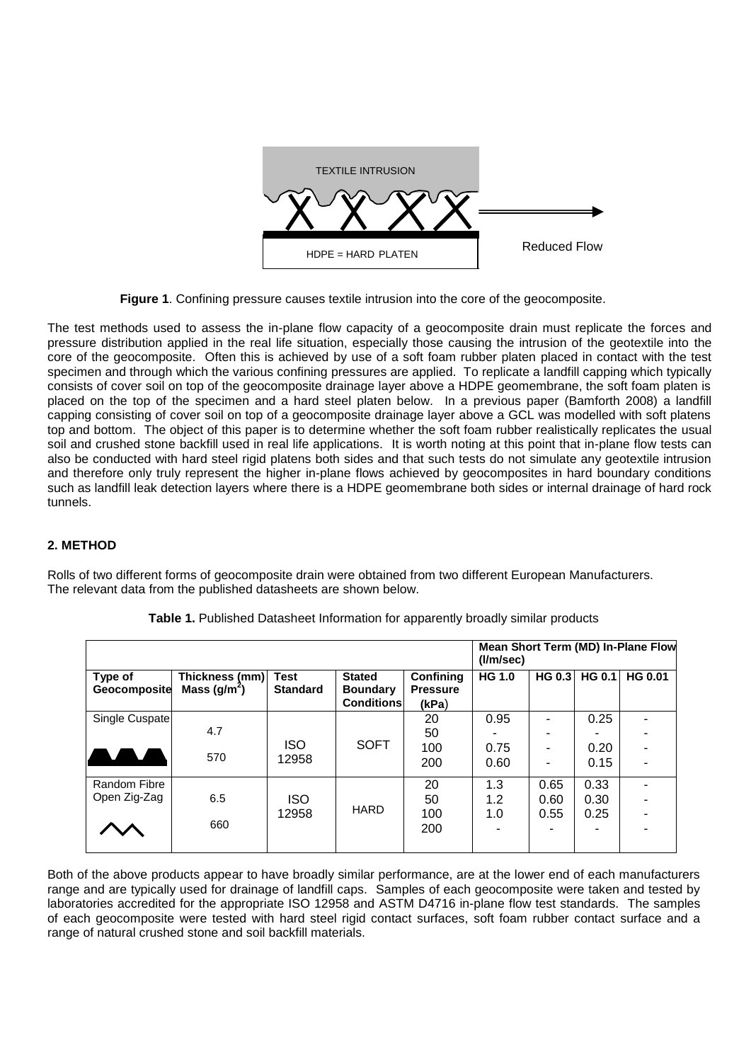**Figure 1**. Confining pressure causes textile intrusion into the core of the geocomposite.

The test methods used to assess the in-plane flow capacity of a geocomposite drain must replicate the forces and pressure distribution applied in the real life situation, especially those causing the intrusion of the geotextile into the core of the geocomposite. Often this is achieved by use of a soft foam rubber platen placed in contact with the test specimen and through which the various confining pressures are applied. To replicate a landfill capping which typically consists of cover soil on top of the geocomposite drainage layer above a HDPE geomembrane, the soft foam platen is placed on the top of the specimen and a hard steel platen below. In a previous paper (Bamforth 2008) a landfill capping consisting of cover soil on top of a geocomposite drainage layer above a GCL was modelled with soft platens top and bottom. The object of this paper is to determine whether the soft foam rubber realistically replicates the usual soil and crushed stone backfill used in real life applications. It is worth noting at this point that in-plane flow tests can also be conducted with hard steel rigid platens both sides and that such tests do not simulate any geotextile intrusion and therefore only truly represent the higher in-plane flows achieved by geocomposites in hard boundary conditions such as landfill leak detection layers where there is a HDPE geomembrane both sides or internal drainage of hard rock tunnels.

## 2. METHOD

Rolls of two different forms of geocomposite drain were obtained from two different European Manufacturers. The relevant data from the published datasheets are shown below.

**Table 1.** Published Datasheet Information for apparently broadly similar products

| | | | | | Mean Short Term (MD) In-Plane Flow (l/m/sec) | | | |
|---|---|---|---|---|---|---|---|---|
| **Type of Geocomposite** | **Thickness (mm) Mass (g/m$^2$)** | **Test Standard** | **Stated Boundary Conditions** | **Confining Pressure (kPa)** | **HG 1.0** | **HG 0.3** | **HG 0.1** | **HG 0.01** |
| Single Cuspate | 4.7 | ISO 12958 | SOFT | 20 | 0.95 | - | 0.25 | - |
| | | | | 50 | - | - | - | - |
| | 570 | | | 100 | 0.75 | - | 0.20 | - |
| | | | | 200 | 0.60 | - | 0.15 | - |
| Random Fibre Open Zig-Zag | 6.5 | ISO 12958 | HARD | 20 | 1.3 | 0.65 | 0.33 | - |
| | | | | 50 | 1.2 | 0.60 | 0.30 | - |
| | 660 | | | 100 | 1.0 | 0.55 | 0.25 | - |
| | | | | 200 | - | - | - | - |

Both of the above products appear to have broadly similar performance, are at the lower end of each manufacturers range and are typically used for drainage of landfill caps. Samples of each geocomposite were taken and tested by laboratories accredited for the appropriate ISO 12958 and ASTM D4716 in-plane flow test standards. The samples of each geocomposite were tested with hard steel rigid contact surfaces, soft foam rubber contact surface and a range of natural crushed stone and soil backfill materials.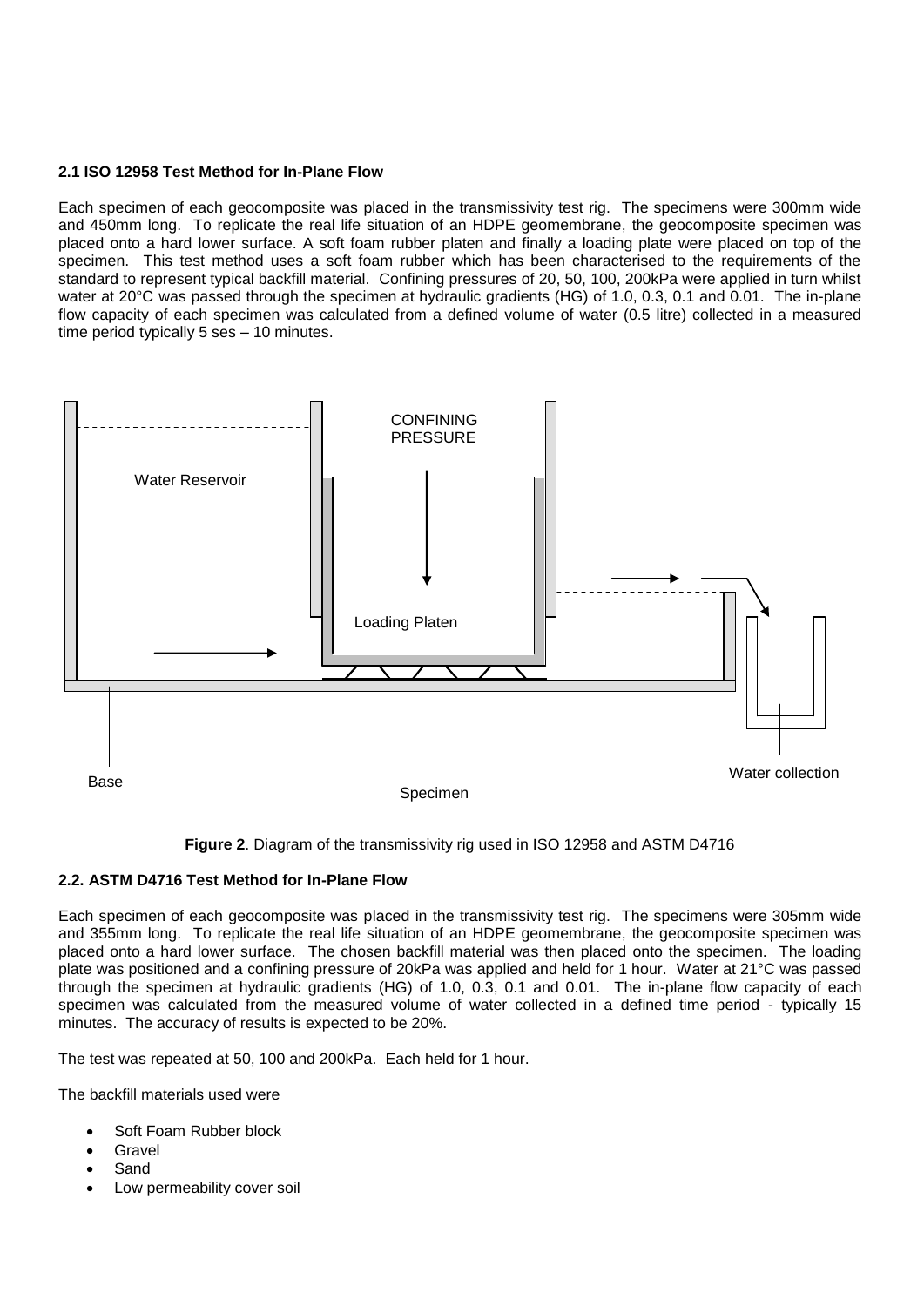### 2.1 ISO 12958 Test Method for In-Plane Flow

Each specimen of each geocomposite was placed in the transmissivity test rig. The specimens were 300mm wide and 450mm long. To replicate the real life situation of an HDPE geomembrane, the geocomposite specimen was placed onto a hard lower surface. A soft foam rubber platen and finally a loading plate were placed on top of the specimen. This test method uses a soft foam rubber which has been characterised to the requirements of the standard to represent typical backfill material. Confining pressures of 20, 50, 100, 200kPa were applied in turn whilst water at 20°C was passed through the specimen at hydraulic gradients (HG) of 1.0, 0.3, 0.1 and 0.01. The in-plane flow capacity of each specimen was calculated from a defined volume of water (0.5 litre) collected in a measured time period typically 5 ses – 10 minutes.

**Figure 2**. Diagram of the transmissivity rig used in ISO 12958 and ASTM D4716

### 2.2. ASTM D4716 Test Method for In-Plane Flow

Each specimen of each geocomposite was placed in the transmissivity test rig. The specimens were 305mm wide and 355mm long. To replicate the real life situation of an HDPE geomembrane, the geocomposite specimen was placed onto a hard lower surface. The chosen backfill material was then placed onto the specimen. The loading plate was positioned and a confining pressure of 20kPa was applied and held for 1 hour. Water at 21°C was passed through the specimen at hydraulic gradients (HG) of 1.0, 0.3, 0.1 and 0.01. The in-plane flow capacity of each specimen was calculated from the measured volume of water collected in a defined time period - typically 15 minutes. The accuracy of results is expected to be 20%.

The test was repeated at 50, 100 and 200kPa. Each held for 1 hour.

The backfill materials used were

- Soft Foam Rubber block
- Gravel
- Sand
- Low permeability cover soil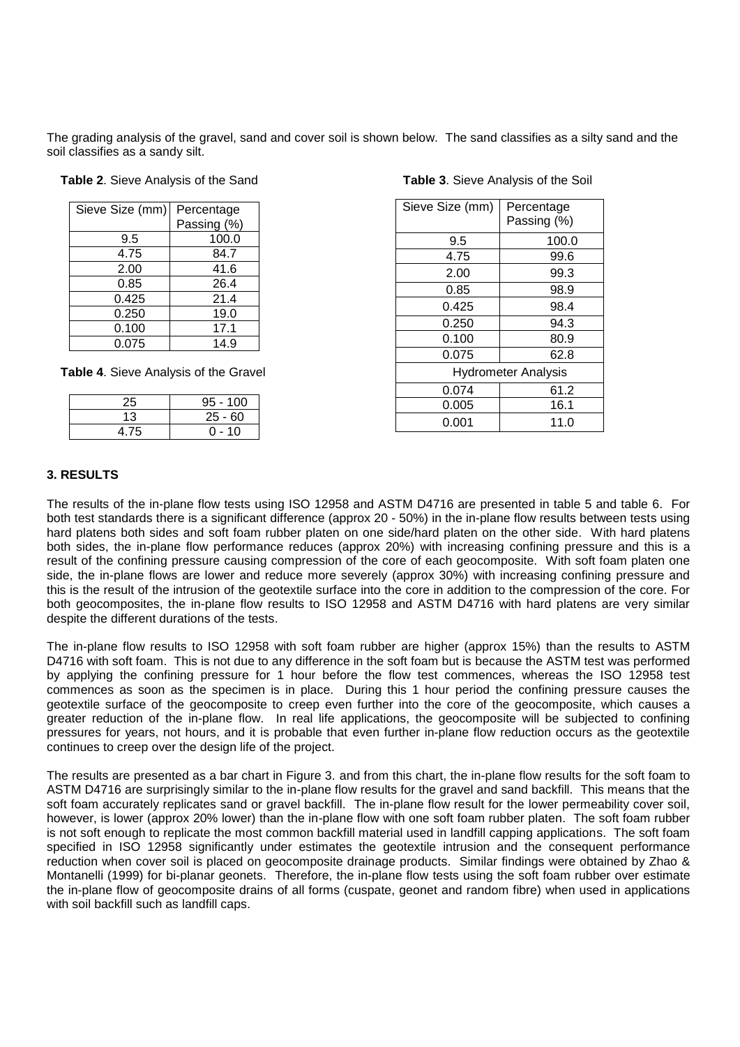The grading analysis of the gravel, sand and cover soil is shown below. The sand classifies as a silty sand and the soil classifies as a sandy silt.

**Table 2**. Sieve Analysis of the Sand

| Sieve Size (mm) | Percentage Passing (%) |
|---|---|
| 9.5 | 100.0 |
| 4.75 | 84.7 |
| 2.00 | 41.6 |
| 0.85 | 26.4 |
| 0.425 | 21.4 |
| 0.250 | 19.0 |
| 0.100 | 17.1 |
| 0.075 | 14.9 |

**Table 3**. Sieve Analysis of the Soil

| Sieve Size (mm) | Percentage Passing (%) |
|---|---|
| 9.5 | 100.0 |
| 4.75 | 99.6 |
| 2.00 | 99.3 |
| 0.85 | 98.9 |
| 0.425 | 98.4 |
| 0.250 | 94.3 |
| 0.100 | 80.9 |
| 0.075 | 62.8 |
| Hydrometer Analysis | |
| 0.074 | 61.2 |
| 0.005 | 16.1 |
| 0.001 | 11.0 |

**Table 4**. Sieve Analysis of the Gravel

| | |
|---|---|
| 25 | 95 - 100 |
| 13 | 25 - 60 |
| 4.75 | 0 - 10 |

### 3. RESULTS

The results of the in-plane flow tests using ISO 12958 and ASTM D4716 are presented in table 5 and table 6. For both test standards there is a significant difference (approx 20 - 50%) in the in-plane flow results between tests using hard platens both sides and soft foam rubber platen on one side/hard platen on the other side. With hard platens both sides, the in-plane flow performance reduces (approx 20%) with increasing confining pressure and this is a result of the confining pressure causing compression of the core of each geocomposite. With soft foam platen one side, the in-plane flows are lower and reduce more severely (approx 30%) with increasing confining pressure and this is the result of the intrusion of the geotextile surface into the core in addition to the compression of the core. For both geocomposites, the in-plane flow results to ISO 12958 and ASTM D4716 with hard platens are very similar despite the different durations of the tests.

The in-plane flow results to ISO 12958 with soft foam rubber are higher (approx 15%) than the results to ASTM D4716 with soft foam. This is not due to any difference in the soft foam but is because the ASTM test was performed by applying the confining pressure for 1 hour before the flow test commences, whereas the ISO 12958 test commences as soon as the specimen is in place. During this 1 hour period the confining pressure causes the geotextile surface of the geocomposite to creep even further into the core of the geocomposite, which causes a greater reduction of the in-plane flow. In real life applications, the geocomposite will be subjected to confining pressures for years, not hours, and it is probable that even further in-plane flow reduction occurs as the geotextile continues to creep over the design life of the project.

The results are presented as a bar chart in Figure 3. and from this chart, the in-plane flow results for the soft foam to ASTM D4716 are surprisingly similar to the in-plane flow results for the gravel and sand backfill. This means that the soft foam accurately replicates sand or gravel backfill. The in-plane flow result for the lower permeability cover soil, however, is lower (approx 20% lower) than the in-plane flow with one soft foam rubber platen. The soft foam rubber is not soft enough to replicate the most common backfill material used in landfill capping applications. The soft foam specified in ISO 12958 significantly under estimates the geotextile intrusion and the consequent performance reduction when cover soil is placed on geocomposite drainage products. Similar findings were obtained by Zhao & Montanelli (1999) for bi-planar geonets. Therefore, the in-plane flow tests using the soft foam rubber over estimate the in-plane flow of geocomposite drains of all forms (cuspate, geonet and random fibre) when used in applications with soil backfill such as landfill caps.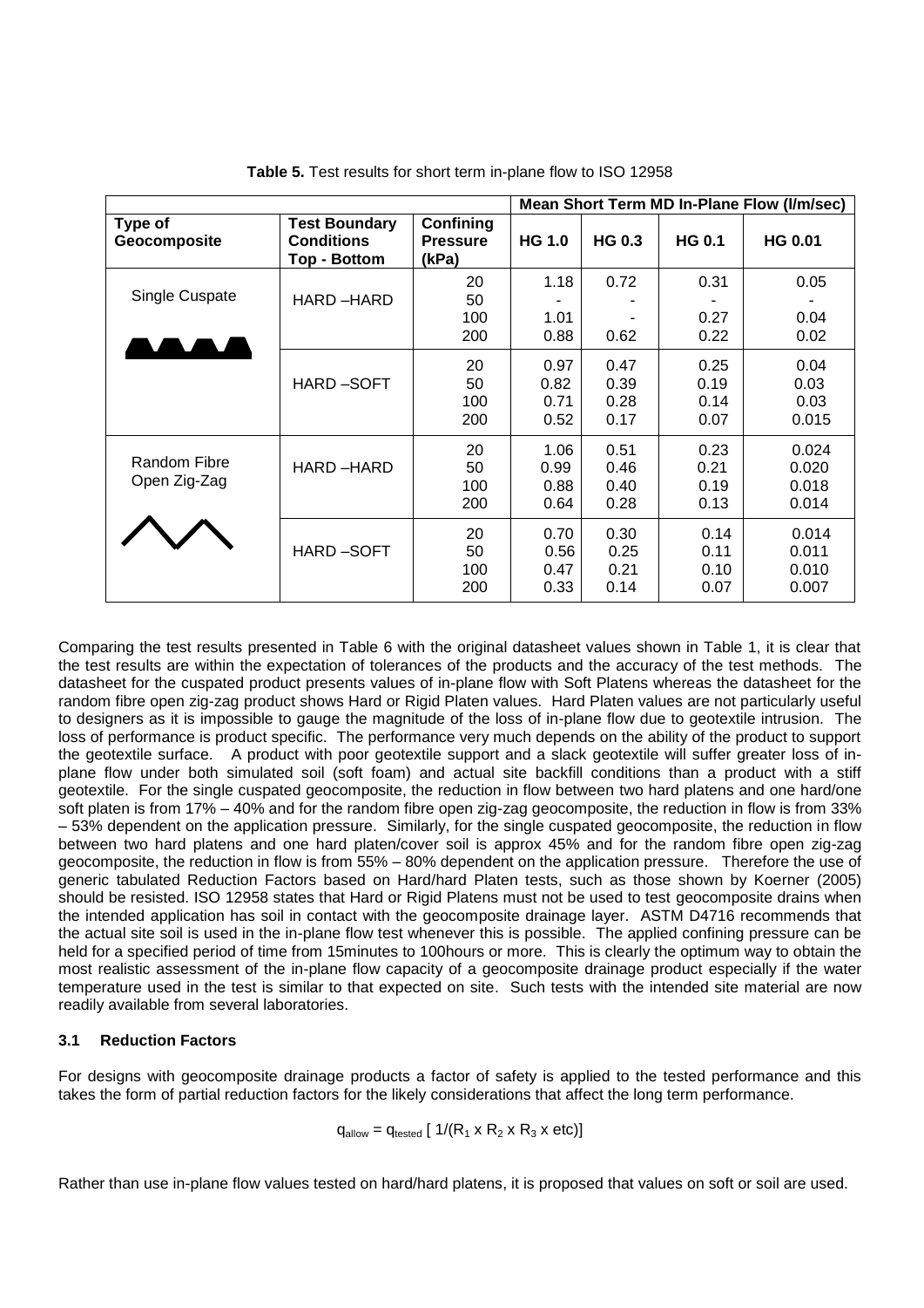**Table 5.** Test results for short term in-plane flow to ISO 12958

| | | | Mean Short Term MD In-Plane Flow (l/m/sec) | | | |
|---|---|---|---|---|---|---|
| **Type of Geocomposite** | **Test Boundary Conditions Top - Bottom** | **Confining Pressure (kPa)** | **HG 1.0** | **HG 0.3** | **HG 0.1** | **HG 0.01** |
| Single Cuspate | HARD –HARD | 20 | 1.18 | 0.72 | 0.31 | 0.05 |
| | | 50 | - | - | - | - |
| | | 100 | 1.01 | - | 0.27 | 0.04 |
| | | 200 | 0.88 | 0.62 | 0.22 | 0.02 |
| | HARD –SOFT | 20 | 0.97 | 0.47 | 0.25 | 0.04 |
| | | 50 | 0.82 | 0.39 | 0.19 | 0.03 |
| | | 100 | 0.71 | 0.28 | 0.14 | 0.03 |
| | | 200 | 0.52 | 0.17 | 0.07 | 0.015 |
| Random Fibre Open Zig-Zag | HARD –HARD | 20 | 1.06 | 0.51 | 0.23 | 0.024 |
| | | 50 | 0.99 | 0.46 | 0.21 | 0.020 |
| | | 100 | 0.88 | 0.40 | 0.19 | 0.018 |
| | | 200 | 0.64 | 0.28 | 0.13 | 0.014 |
| | HARD –SOFT | 20 | 0.70 | 0.30 | 0.14 | 0.014 |
| | | 50 | 0.56 | 0.25 | 0.11 | 0.011 |
| | | 100 | 0.47 | 0.21 | 0.10 | 0.010 |
| | | 200 | 0.33 | 0.14 | 0.07 | 0.007 |

Comparing the test results presented in Table 6 with the original datasheet values shown in Table 1, it is clear that the test results are within the expectation of tolerances of the products and the accuracy of the test methods. The datasheet for the cuspated product presents values of in-plane flow with Soft Platens whereas the datasheet for the random fibre open zig-zag product shows Hard or Rigid Platen values. Hard Platen values are not particularly useful to designers as it is impossible to gauge the magnitude of the loss of in-plane flow due to geotextile intrusion. The loss of performance is product specific. The performance very much depends on the ability of the product to support the geotextile surface. A product with poor geotextile support and a slack geotextile will suffer greater loss of in-plane flow under both simulated soil (soft foam) and actual site backfill conditions than a product with a stiff geotextile. For the single cuspated geocomposite, the reduction in flow between two hard platens and one hard/one soft platen is from 17% – 40% and for the random fibre open zig-zag geocomposite, the reduction in flow is from 33% – 53% dependent on the application pressure. Similarly, for the single cuspated geocomposite, the reduction in flow between two hard platens and one hard platen/cover soil is approx 45% and for the random fibre open zig-zag geocomposite, the reduction in flow is from 55% – 80% dependent on the application pressure. Therefore the use of generic tabulated Reduction Factors based on Hard/hard Platen tests, such as those shown by Koerner (2005) should be resisted. ISO 12958 states that Hard or Rigid Platens must not be used to test geocomposite drains when the intended application has soil in contact with the geocomposite drainage layer. ASTM D4716 recommends that the actual site soil is used in the in-plane flow test whenever this is possible. The applied confining pressure can be held for a specified period of time from 15minutes to 100hours or more. This is clearly the optimum way to obtain the most realistic assessment of the in-plane flow capacity of a geocomposite drainage product especially if the water temperature used in the test is similar to that expected on site. Such tests with the intended site material are now readily available from several laboratories.

### 3.1 Reduction Factors

For designs with geocomposite drainage products a factor of safety is applied to the tested performance and this takes the form of partial reduction factors for the likely considerations that affect the long term performance.

$$q_{allow} = q_{tested} \left[ 1/(R_1 \times R_2 \times R_3 \times \text{etc}) \right]$$

Rather than use in-plane flow values tested on hard/hard platens, it is proposed that values on soft or soil are used.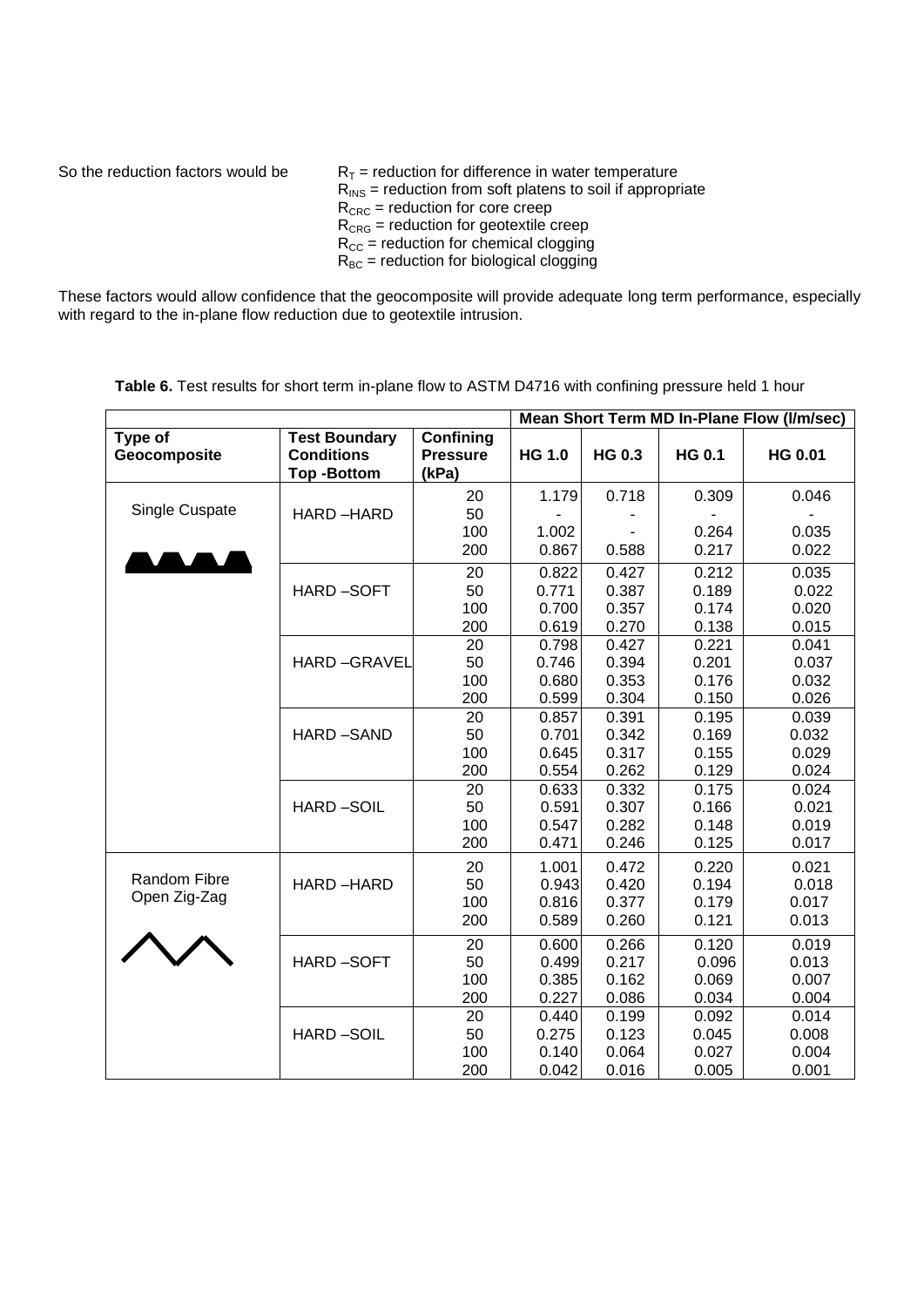So the reduction factors would be $R_T$ = reduction for difference in water temperature
$R_{INS}$ = reduction from soft platens to soil if appropriate
$R_{CRC}$ = reduction for core creep
$R_{CRG}$ = reduction for geotextile creep
$R_{CC}$ = reduction for chemical clogging
$R_{BC}$ = reduction for biological clogging

These factors would allow confidence that the geocomposite will provide adequate long term performance, especially with regard to the in-plane flow reduction due to geotextile intrusion.

**Table 6.** Test results for short term in-plane flow to ASTM D4716 with confining pressure held 1 hour

| | | | Mean Short Term MD In-Plane Flow (l/m/sec) | | | |
|---|---|---|---|---|---|---|
| **Type of Geocomposite** | **Test Boundary Conditions Top -Bottom** | **Confining Pressure (kPa)** | **HG 1.0** | **HG 0.3** | **HG 0.1** | **HG 0.01** |
| Single Cuspate | HARD –HARD | 20 | 1.179 | 0.718 | 0.309 | 0.046 |
| | | 50 | - | - | - | - |
| | | 100 | 1.002 | - | 0.264 | 0.035 |
| | | 200 | 0.867 | 0.588 | 0.217 | 0.022 |
| | HARD –SOFT | 20 | 0.822 | 0.427 | 0.212 | 0.035 |
| | | 50 | 0.771 | 0.387 | 0.189 | 0.022 |
| | | 100 | 0.700 | 0.357 | 0.174 | 0.020 |
| | | 200 | 0.619 | 0.270 | 0.138 | 0.015 |
| | HARD –GRAVEL | 20 | 0.798 | 0.427 | 0.221 | 0.041 |
| | | 50 | 0.746 | 0.394 | 0.201 | 0.037 |
| | | 100 | 0.680 | 0.353 | 0.176 | 0.032 |
| | | 200 | 0.599 | 0.304 | 0.150 | 0.026 |
| | HARD –SAND | 20 | 0.857 | 0.391 | 0.195 | 0.039 |
| | | 50 | 0.701 | 0.342 | 0.169 | 0.032 |
| | | 100 | 0.645 | 0.317 | 0.155 | 0.029 |
| | | 200 | 0.554 | 0.262 | 0.129 | 0.024 |
| | HARD –SOIL | 20 | 0.633 | 0.332 | 0.175 | 0.024 |
| | | 50 | 0.591 | 0.307 | 0.166 | 0.021 |
| | | 100 | 0.547 | 0.282 | 0.148 | 0.019 |
| | | 200 | 0.471 | 0.246 | 0.125 | 0.017 |
| Random Fibre Open Zig-Zag | HARD –HARD | 20 | 1.001 | 0.472 | 0.220 | 0.021 |
| | | 50 | 0.943 | 0.420 | 0.194 | 0.018 |
| | | 100 | 0.816 | 0.377 | 0.179 | 0.017 |
| | | 200 | 0.589 | 0.260 | 0.121 | 0.013 |
| | HARD –SOFT | 20 | 0.600 | 0.266 | 0.120 | 0.019 |
| | | 50 | 0.499 | 0.217 | 0.096 | 0.013 |
| | | 100 | 0.385 | 0.162 | 0.069 | 0.007 |
| | | 200 | 0.227 | 0.086 | 0.034 | 0.004 |
| | HARD –SOIL | 20 | 0.440 | 0.199 | 0.092 | 0.014 |
| | | 50 | 0.275 | 0.123 | 0.045 | 0.008 |
| | | 100 | 0.140 | 0.064 | 0.027 | 0.004 |
| | | 200 | 0.042 | 0.016 | 0.005 | 0.001 |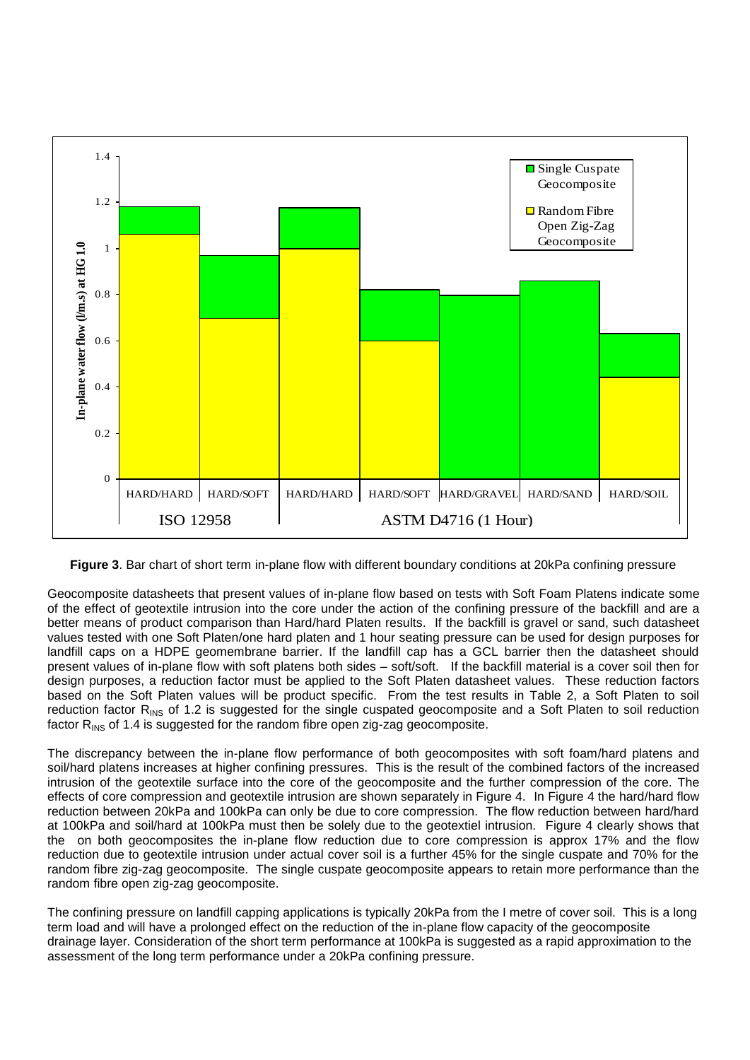**Figure 3**. Bar chart of short term in-plane flow with different boundary conditions at 20kPa confining pressure

Geocomposite datasheets that present values of in-plane flow based on tests with Soft Foam Platens indicate some of the effect of geotextile intrusion into the core under the action of the confining pressure of the backfill and are a better means of product comparison than Hard/hard Platen results. If the backfill is gravel or sand, such datasheet values tested with one Soft Platen/one hard platen and 1 hour seating pressure can be used for design purposes for landfill caps on a HDPE geomembrane barrier. If the landfill cap has a GCL barrier then the datasheet should present values of in-plane flow with soft platens both sides – soft/soft. If the backfill material is a cover soil then for design purposes, a reduction factor must be applied to the Soft Platen datasheet values. These reduction factors based on the Soft Platen values will be product specific. From the test results in Table 2, a Soft Platen to soil reduction factor $R_{INS}$ of 1.2 is suggested for the single cuspated geocomposite and a Soft Platen to soil reduction factor $R_{INS}$ of 1.4 is suggested for the random fibre open zig-zag geocomposite.

The discrepancy between the in-plane flow performance of both geocomposites with soft foam/hard platens and soil/hard platens increases at higher confining pressures. This is the result of the combined factors of the increased intrusion of the geotextile surface into the core of the geocomposite and the further compression of the core. The effects of core compression and geotextile intrusion are shown separately in Figure 4. In Figure 4 the hard/hard flow reduction between 20kPa and 100kPa can only be due to core compression. The flow reduction between hard/hard at 100kPa and soil/hard at 100kPa must then be solely due to the geotextiel intrusion. Figure 4 clearly shows that the on both geocomposites the in-plane flow reduction due to core compression is approx 17% and the flow reduction due to geotextile intrusion under actual cover soil is a further 45% for the single cuspate and 70% for the random fibre zig-zag geocomposite. The single cuspate geocomposite appears to retain more performance than the random fibre open zig-zag geocomposite.

The confining pressure on landfill capping applications is typically 20kPa from the I metre of cover soil. This is a long term load and will have a prolonged effect on the reduction of the in-plane flow capacity of the geocomposite drainage layer. Consideration of the short term performance at 100kPa is suggested as a rapid approximation to the assessment of the long term performance under a 20kPa confining pressure.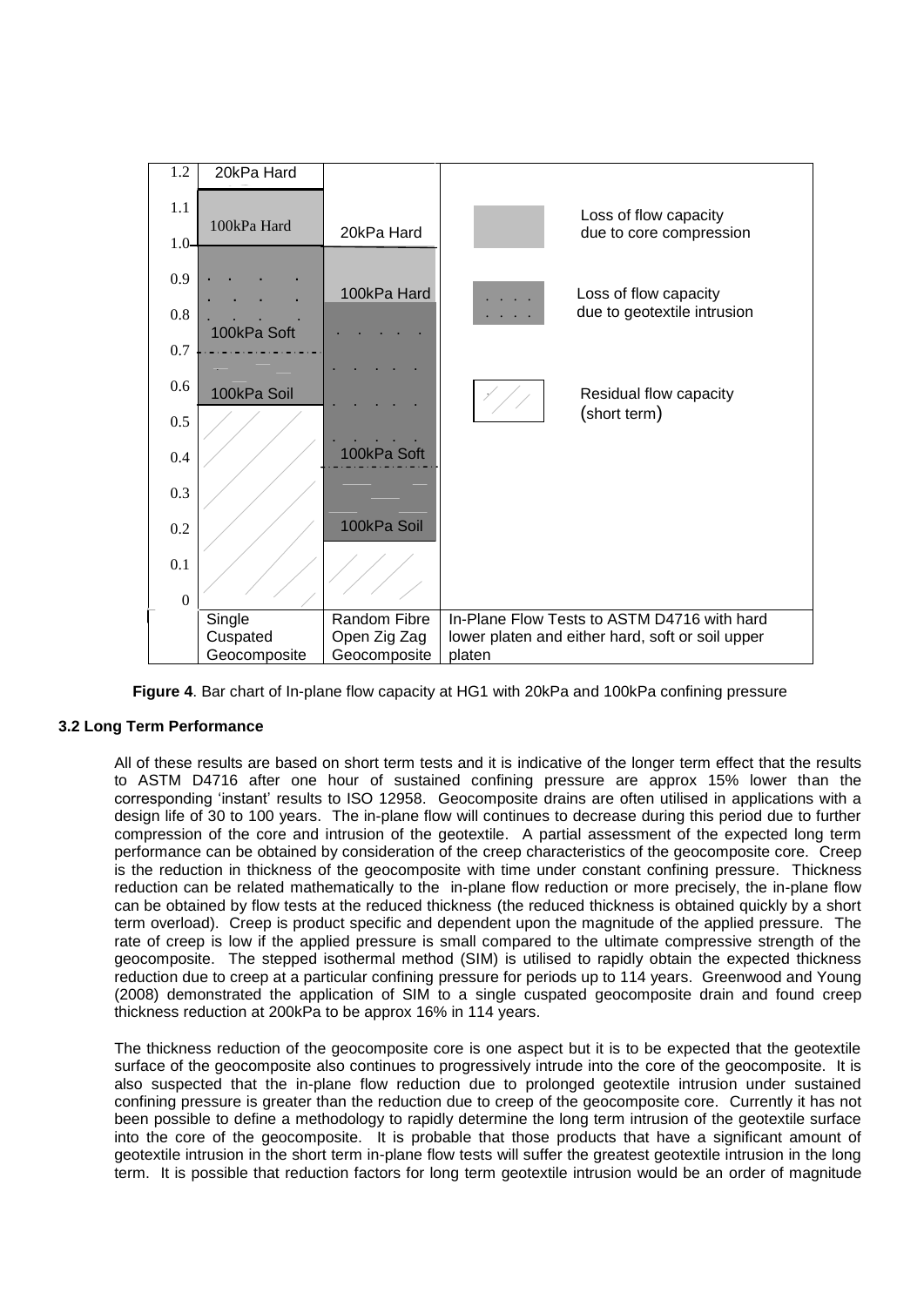| 1.2 | 20kPa Hard | | |
|---|---|---|---|
| 1.1 | 100kPa Hard | 20kPa Hard | Loss of flow capacity due to core compression |
| 1.0 | | | |
| 0.9 | | | Loss of flow capacity due to geotextile intrusion |
| 0.8 | 100kPa Soft | 100kPa Hard | |
| 0.7 | | | |
| 0.6 | 100kPa Soil | | Residual flow capacity (short term) |
| 0.5 | | | |
| 0.4 | | 100kPa Soft | |
| 0.3 | | | |
| 0.2 | | 100kPa Soil | |
| 0.1 | | | |
| 0 | | | |
| | Single Cuspated Geocomposite | Random Fibre Open Zig Zag Geocomposite | In-Plane Flow Tests to ASTM D4716 with hard lower platen and either hard, soft or soil upper platen |

**Figure 4**. Bar chart of In-plane flow capacity at HG1 with 20kPa and 100kPa confining pressure

### 3.2 Long Term Performance

All of these results are based on short term tests and it is indicative of the longer term effect that the results to ASTM D4716 after one hour of sustained confining pressure are approx 15% lower than the corresponding 'instant' results to ISO 12958. Geocomposite drains are often utilised in applications with a design life of 30 to 100 years. The in-plane flow will continues to decrease during this period due to further compression of the core and intrusion of the geotextile. A partial assessment of the expected long term performance can be obtained by consideration of the creep characteristics of the geocomposite core. Creep is the reduction in thickness of the geocomposite with time under constant confining pressure. Thickness reduction can be related mathematically to the in-plane flow reduction or more precisely, the in-plane flow can be obtained by flow tests at the reduced thickness (the reduced thickness is obtained quickly by a short term overload). Creep is product specific and dependent upon the magnitude of the applied pressure. The rate of creep is low if the applied pressure is small compared to the ultimate compressive strength of the geocomposite. The stepped isothermal method (SIM) is utilised to rapidly obtain the expected thickness reduction due to creep at a particular confining pressure for periods up to 114 years. Greenwood and Young (2008) demonstrated the application of SIM to a single cuspated geocomposite drain and found creep thickness reduction at 200kPa to be approx 16% in 114 years.

The thickness reduction of the geocomposite core is one aspect but it is to be expected that the geotextile surface of the geocomposite also continues to progressively intrude into the core of the geocomposite. It is also suspected that the in-plane flow reduction due to prolonged geotextile intrusion under sustained confining pressure is greater than the reduction due to creep of the geocomposite core. Currently it has not been possible to define a methodology to rapidly determine the long term intrusion of the geotextile surface into the core of the geocomposite. It is probable that those products that have a significant amount of geotextile intrusion in the short term in-plane flow tests will suffer the greatest geotextile intrusion in the long term. It is possible that reduction factors for long term geotextile intrusion would be an order of magnitude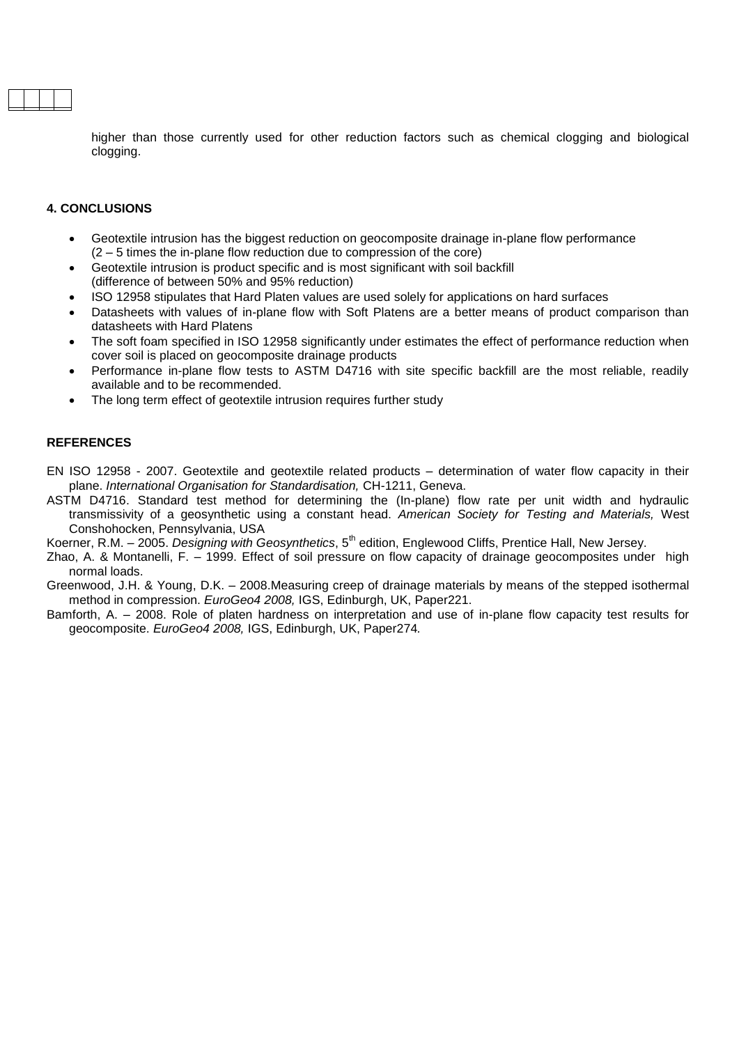higher than those currently used for other reduction factors such as chemical clogging and biological clogging.

## 4. CONCLUSIONS

- Geotextile intrusion has the biggest reduction on geocomposite drainage in-plane flow performance (2 – 5 times the in-plane flow reduction due to compression of the core)
- Geotextile intrusion is product specific and is most significant with soil backfill (difference of between 50% and 95% reduction)
- ISO 12958 stipulates that Hard Platen values are used solely for applications on hard surfaces
- Datasheets with values of in-plane flow with Soft Platens are a better means of product comparison than datasheets with Hard Platens
- The soft foam specified in ISO 12958 significantly under estimates the effect of performance reduction when cover soil is placed on geocomposite drainage products
- Performance in-plane flow tests to ASTM D4716 with site specific backfill are the most reliable, readily available and to be recommended.
- The long term effect of geotextile intrusion requires further study

## REFERENCES

EN ISO 12958 - 2007. Geotextile and geotextile related products – determination of water flow capacity in their plane. *International Organisation for Standardisation,* CH-1211, Geneva.

ASTM D4716. Standard test method for determining the (In-plane) flow rate per unit width and hydraulic transmissivity of a geosynthetic using a constant head. *American Society for Testing and Materials,* West Conshohocken, Pennsylvania, USA

Koerner, R.M. – 2005. *Designing with Geosynthetics*, 5th edition, Englewood Cliffs, Prentice Hall, New Jersey.

Zhao, A. & Montanelli, F. – 1999. Effect of soil pressure on flow capacity of drainage geocomposites under high normal loads.

Greenwood, J.H. & Young, D.K. – 2008.Measuring creep of drainage materials by means of the stepped isothermal method in compression. *EuroGeo4 2008,* IGS, Edinburgh, UK, Paper221.

Bamforth, A. – 2008. Role of platen hardness on interpretation and use of in-plane flow capacity test results for geocomposite. *EuroGeo4 2008,* IGS, Edinburgh, UK, Paper274.